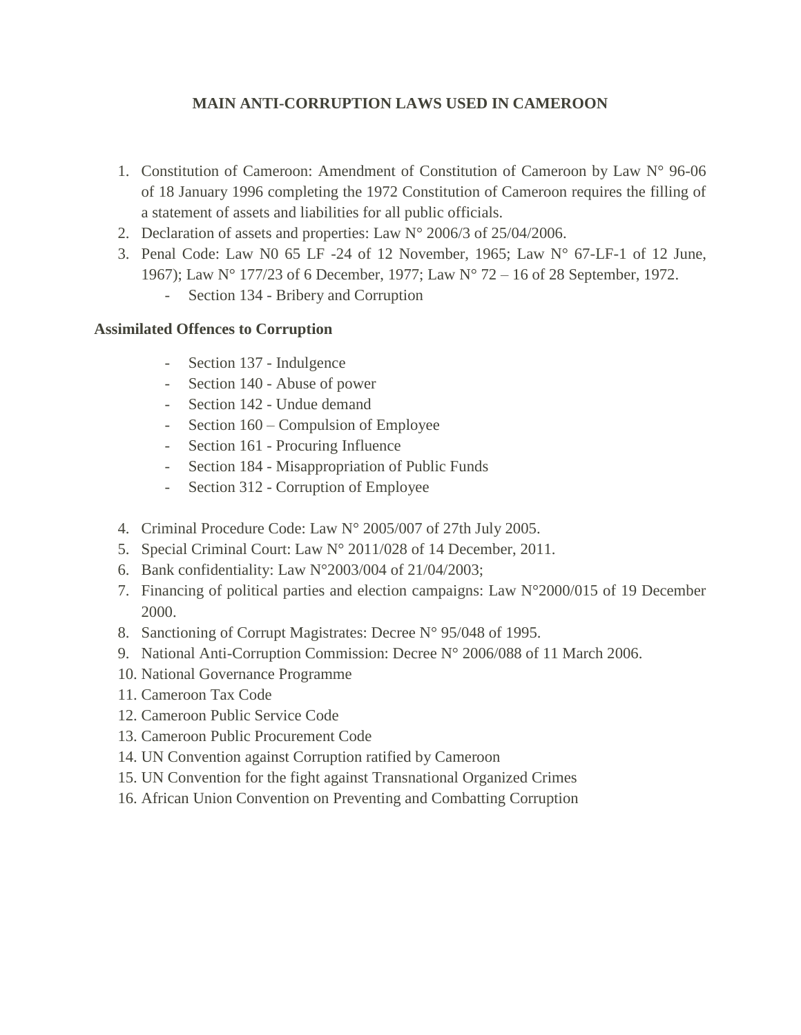# MAIN ANTI-CORRUPTION LAWS USED IN CAMEROON

1. Constitution of Cameroon: Amendment of Constitution of Cameroon by Law N° 96-06 of 18 January 1996 completing the 1972 Constitution of Cameroon requires the filling of a statement of assets and liabilities for all public officials.
2. Declaration of assets and properties: Law N° 2006/3 of 25/04/2006.
3. Penal Code: Law N0 65 LF -24 of 12 November, 1965; Law N° 67-LF-1 of 12 June, 1967); Law N° 177/23 of 6 December, 1977; Law N° 72 – 16 of 28 September, 1972.
   - Section 134 - Bribery and Corruption

**Assimilated Offences to Corruption**

- Section 137 - Indulgence
- Section 140 - Abuse of power
- Section 142 - Undue demand
- Section 160 – Compulsion of Employee
- Section 161 - Procuring Influence
- Section 184 - Misappropriation of Public Funds
- Section 312 - Corruption of Employee

4. Criminal Procedure Code: Law N° 2005/007 of 27th July 2005.
5. Special Criminal Court: Law N° 2011/028 of 14 December, 2011.
6. Bank confidentiality: Law N°2003/004 of 21/04/2003;
7. Financing of political parties and election campaigns: Law N°2000/015 of 19 December 2000.
8. Sanctioning of Corrupt Magistrates: Decree N° 95/048 of 1995.
9. National Anti-Corruption Commission: Decree N° 2006/088 of 11 March 2006.
10. National Governance Programme
11. Cameroon Tax Code
12. Cameroon Public Service Code
13. Cameroon Public Procurement Code
14. UN Convention against Corruption ratified by Cameroon
15. UN Convention for the fight against Transnational Organized Crimes
16. African Union Convention on Preventing and Combatting Corruption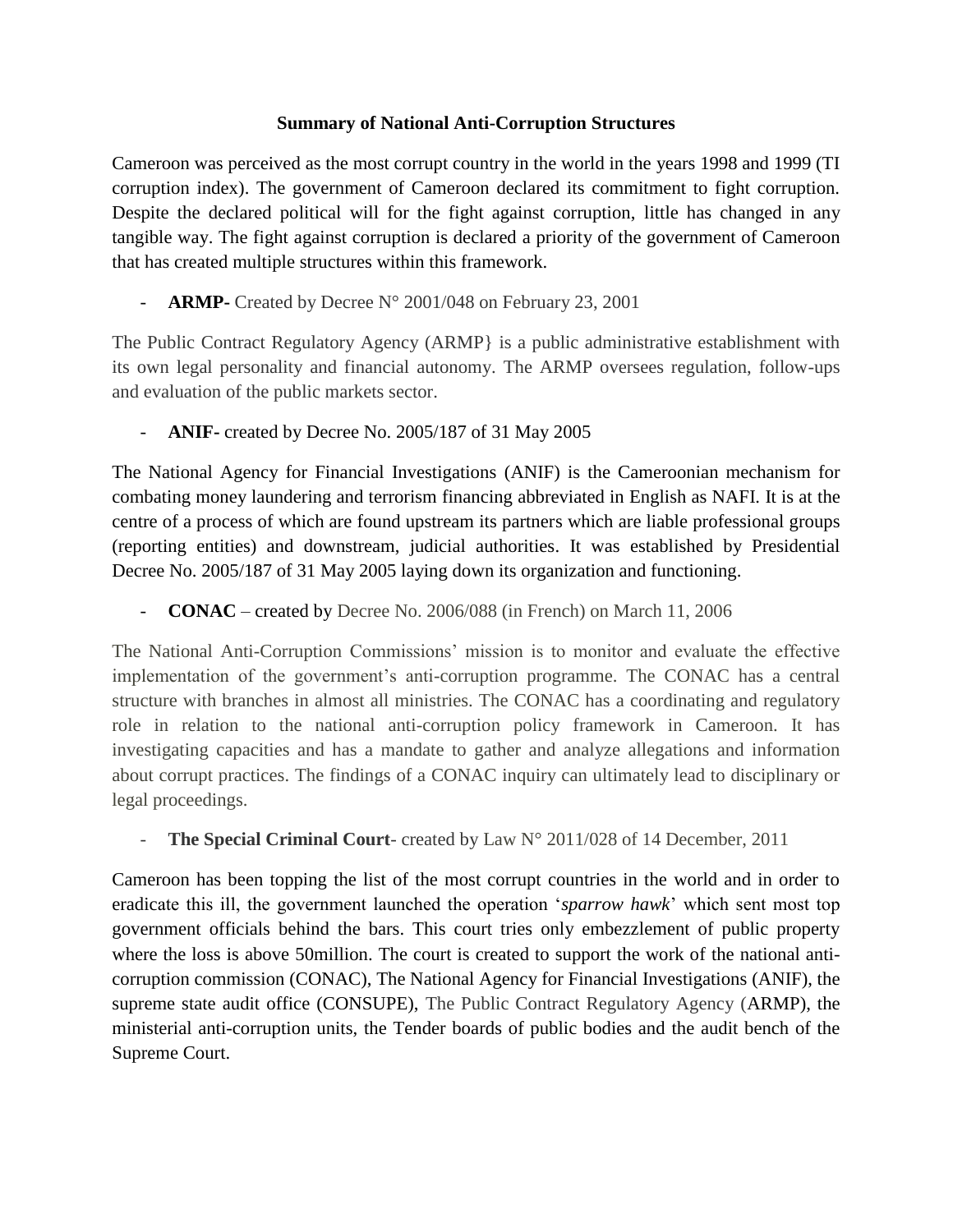**Summary of National Anti-Corruption Structures**

Cameroon was perceived as the most corrupt country in the world in the years 1998 and 1999 (TI corruption index). The government of Cameroon declared its commitment to fight corruption. Despite the declared political will for the fight against corruption, little has changed in any tangible way. The fight against corruption is declared a priority of the government of Cameroon that has created multiple structures within this framework.

- **ARMP-** Created by Decree N° 2001/048 on February 23, 2001

The Public Contract Regulatory Agency (ARMP} is a public administrative establishment with its own legal personality and financial autonomy. The ARMP oversees regulation, follow-ups and evaluation of the public markets sector.

- **ANIF-** created by Decree No. 2005/187 of 31 May 2005

The National Agency for Financial Investigations (ANIF) is the Cameroonian mechanism for combating money laundering and terrorism financing abbreviated in English as NAFI. It is at the centre of a process of which are found upstream its partners which are liable professional groups (reporting entities) and downstream, judicial authorities. It was established by Presidential Decree No. 2005/187 of 31 May 2005 laying down its organization and functioning.

- **CONAC** – created by Decree No. 2006/088 (in French) on March 11, 2006

The National Anti-Corruption Commissions' mission is to monitor and evaluate the effective implementation of the government's anti-corruption programme. The CONAC has a central structure with branches in almost all ministries. The CONAC has a coordinating and regulatory role in relation to the national anti-corruption policy framework in Cameroon. It has investigating capacities and has a mandate to gather and analyze allegations and information about corrupt practices. The findings of a CONAC inquiry can ultimately lead to disciplinary or legal proceedings.

- **The Special Criminal Court**- created by Law N° 2011/028 of 14 December, 2011

Cameroon has been topping the list of the most corrupt countries in the world and in order to eradicate this ill, the government launched the operation '*sparrow hawk*' which sent most top government officials behind the bars. This court tries only embezzlement of public property where the loss is above 50million. The court is created to support the work of the national anti-corruption commission (CONAC), The National Agency for Financial Investigations (ANIF), the supreme state audit office (CONSUPE), The Public Contract Regulatory Agency (ARMP), the ministerial anti-corruption units, the Tender boards of public bodies and the audit bench of the Supreme Court.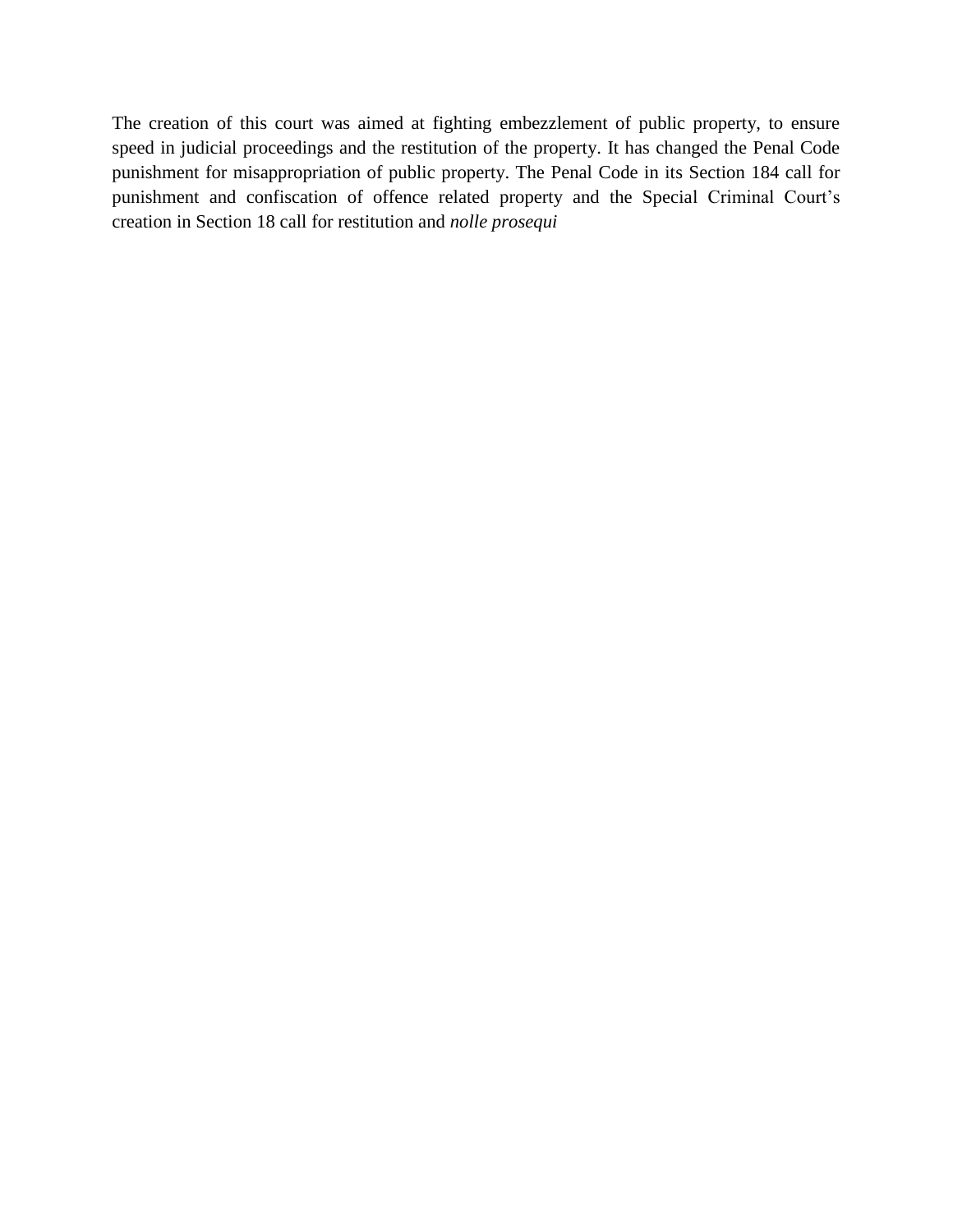The creation of this court was aimed at fighting embezzlement of public property, to ensure speed in judicial proceedings and the restitution of the property. It has changed the Penal Code punishment for misappropriation of public property. The Penal Code in its Section 184 call for punishment and confiscation of offence related property and the Special Criminal Court's creation in Section 18 call for restitution and *nolle prosequi*